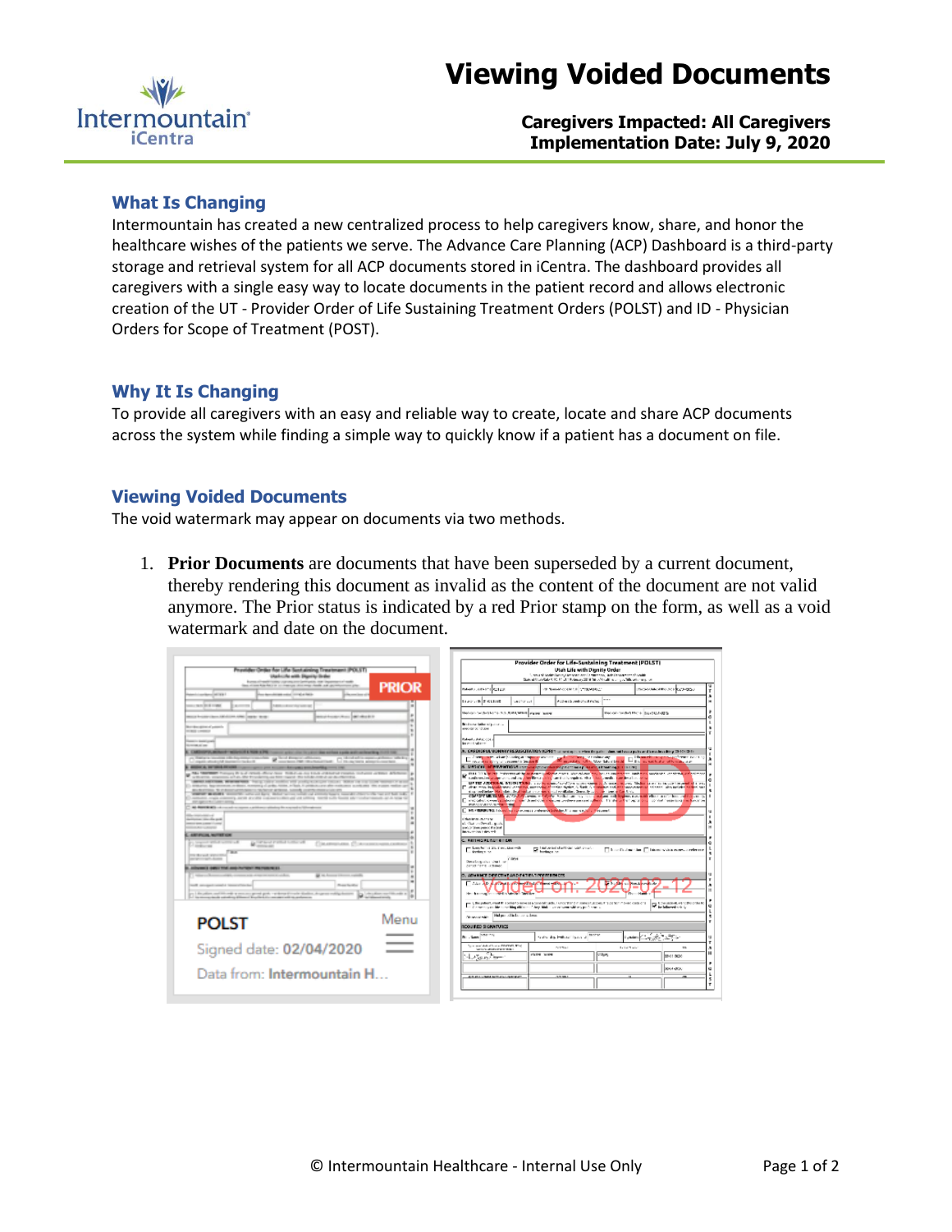# Viewing Voided Documents

**Caregivers Impacted: All Caregivers**
**Implementation Date: July 9, 2020**

## What Is Changing

Intermountain has created a new centralized process to help caregivers know, share, and honor the healthcare wishes of the patients we serve. The Advance Care Planning (ACP) Dashboard is a third-party storage and retrieval system for all ACP documents stored in iCentra. The dashboard provides all caregivers with a single easy way to locate documents in the patient record and allows electronic creation of the UT - Provider Order of Life Sustaining Treatment Orders (POLST) and ID - Physician Orders for Scope of Treatment (POST).

## Why It Is Changing

To provide all caregivers with an easy and reliable way to create, locate and share ACP documents across the system while finding a simple way to quickly know if a patient has a document on file.

## Viewing Voided Documents

The void watermark may appear on documents via two methods.

1. **Prior Documents** are documents that have been superseded by a current document, thereby rendering this document as invalid as the content of the document are not valid anymore. The Prior status is indicated by a red Prior stamp on the form, as well as a void watermark and date on the document.

PRIOR

POLST

Menu

Signed date: 02/04/2020

Data from: Intermountain H...

VOID

Voided on: 2020-02-12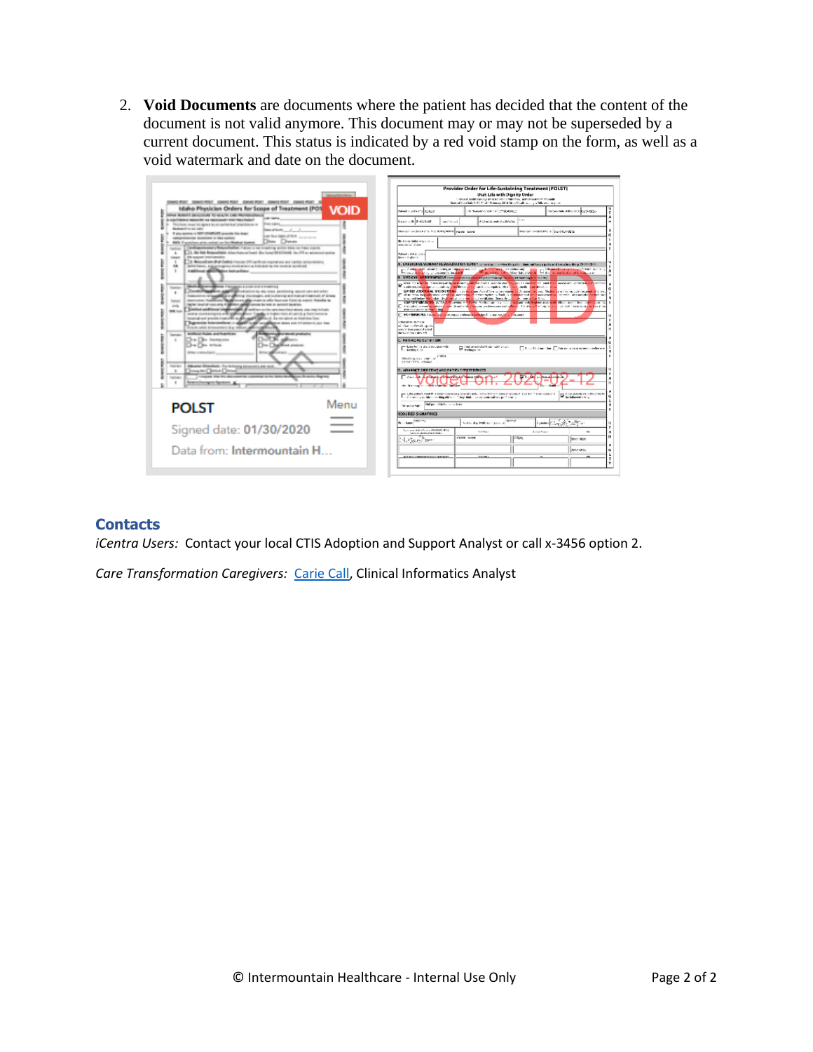2. **Void Documents** are documents where the patient has decided that the content of the document is not valid anymore. This document may or may not be superseded by a current document. This status is indicated by a red void stamp on the form, as well as a void watermark and date on the document.

## Contacts

*iCentra Users:* Contact your local CTIS Adoption and Support Analyst or call x-3456 option 2.

*Care Transformation Caregivers:* Carie Call, Clinical Informatics Analyst

© Intermountain Healthcare - Internal Use Only